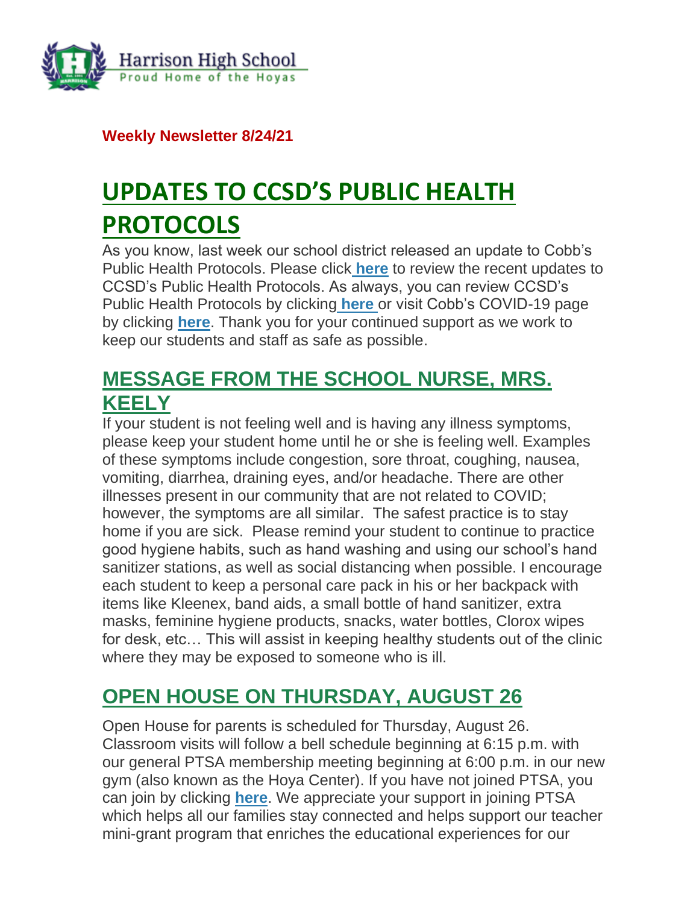Harrison High School
Proud Home of the Hoyas

**Weekly Newsletter 8/24/21**

# UPDATES TO CCSD'S PUBLIC HEALTH PROTOCOLS

As you know, last week our school district released an update to Cobb's Public Health Protocols. Please click **here** to review the recent updates to CCSD's Public Health Protocols. As always, you can review CCSD's Public Health Protocols by clicking **here** or visit Cobb's COVID-19 page by clicking **here**. Thank you for your continued support as we work to keep our students and staff as safe as possible.

## MESSAGE FROM THE SCHOOL NURSE, MRS. KEELY

If your student is not feeling well and is having any illness symptoms, please keep your student home until he or she is feeling well. Examples of these symptoms include congestion, sore throat, coughing, nausea, vomiting, diarrhea, draining eyes, and/or headache. There are other illnesses present in our community that are not related to COVID; however, the symptoms are all similar. The safest practice is to stay home if you are sick. Please remind your student to continue to practice good hygiene habits, such as hand washing and using our school's hand sanitizer stations, as well as social distancing when possible. I encourage each student to keep a personal care pack in his or her backpack with items like Kleenex, band aids, a small bottle of hand sanitizer, extra masks, feminine hygiene products, snacks, water bottles, Clorox wipes for desk, etc… This will assist in keeping healthy students out of the clinic where they may be exposed to someone who is ill.

## OPEN HOUSE ON THURSDAY, AUGUST 26

Open House for parents is scheduled for Thursday, August 26. Classroom visits will follow a bell schedule beginning at 6:15 p.m. with our general PTSA membership meeting beginning at 6:00 p.m. in our new gym (also known as the Hoya Center). If you have not joined PTSA, you can join by clicking **here**. We appreciate your support in joining PTSA which helps all our families stay connected and helps support our teacher mini-grant program that enriches the educational experiences for our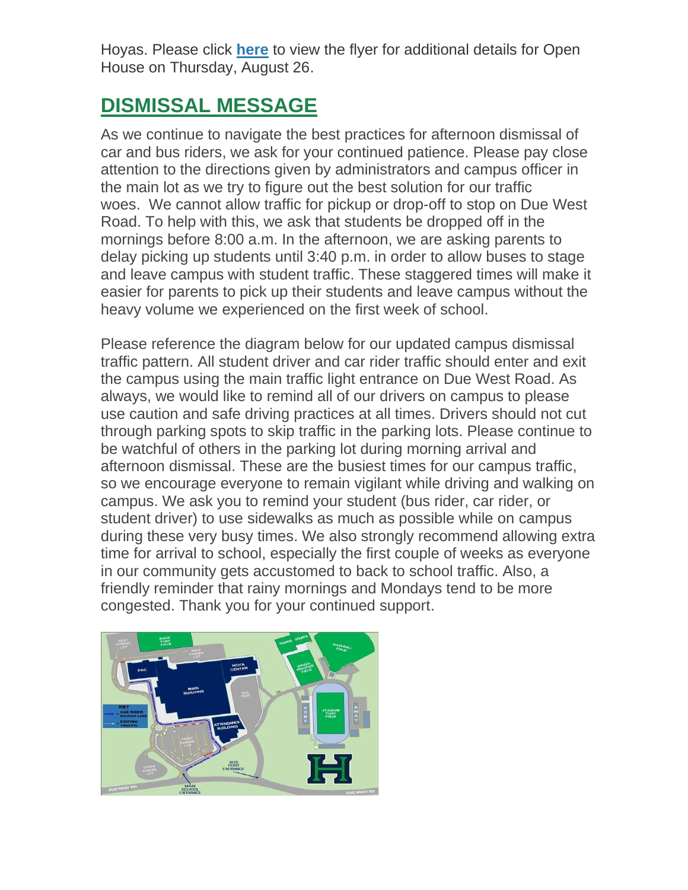Hoyas. Please click **here** to view the flyer for additional details for Open House on Thursday, August 26.

## DISMISSAL MESSAGE

As we continue to navigate the best practices for afternoon dismissal of car and bus riders, we ask for your continued patience. Please pay close attention to the directions given by administrators and campus officer in the main lot as we try to figure out the best solution for our traffic woes. We cannot allow traffic for pickup or drop-off to stop on Due West Road. To help with this, we ask that students be dropped off in the mornings before 8:00 a.m. In the afternoon, we are asking parents to delay picking up students until 3:40 p.m. in order to allow buses to stage and leave campus with student traffic. These staggered times will make it easier for parents to pick up their students and leave campus without the heavy volume we experienced on the first week of school.

Please reference the diagram below for our updated campus dismissal traffic pattern. All student driver and car rider traffic should enter and exit the campus using the main traffic light entrance on Due West Road. As always, we would like to remind all of our drivers on campus to please use caution and safe driving practices at all times. Drivers should not cut through parking spots to skip traffic in the parking lots. Please continue to be watchful of others in the parking lot during morning arrival and afternoon dismissal. These are the busiest times for our campus traffic, so we encourage everyone to remain vigilant while driving and walking on campus. We ask you to remind your student (bus rider, car rider, or student driver) to use sidewalks as much as possible while on campus during these very busy times. We also strongly recommend allowing extra time for arrival to school, especially the first couple of weeks as everyone in our community gets accustomed to back to school traffic. Also, a friendly reminder that rainy mornings and Mondays tend to be more congested. Thank you for your continued support.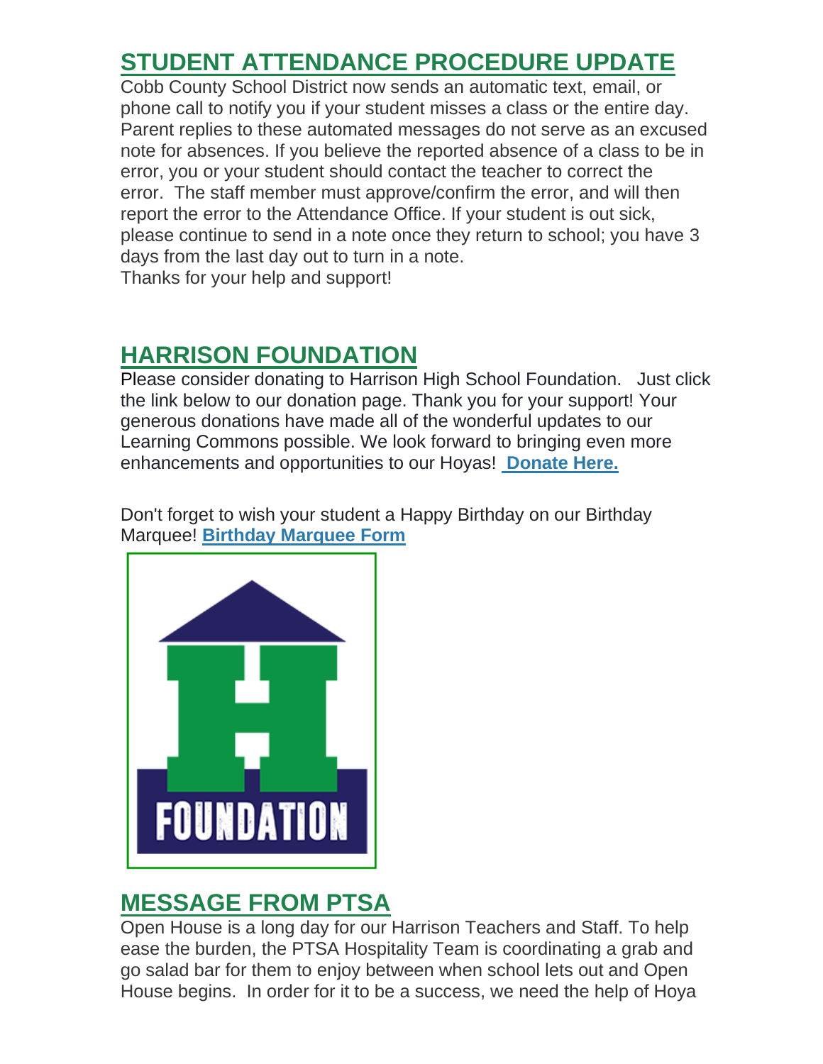## STUDENT ATTENDANCE PROCEDURE UPDATE

Cobb County School District now sends an automatic text, email, or phone call to notify you if your student misses a class or the entire day. Parent replies to these automated messages do not serve as an excused note for absences. If you believe the reported absence of a class to be in error, you or your student should contact the teacher to correct the error. The staff member must approve/confirm the error, and will then report the error to the Attendance Office. If your student is out sick, please continue to send in a note once they return to school; you have 3 days from the last day out to turn in a note.
Thanks for your help and support!

## HARRISON FOUNDATION

Please consider donating to Harrison High School Foundation. Just click the link below to our donation page. Thank you for your support! Your generous donations have made all of the wonderful updates to our Learning Commons possible. We look forward to bringing even more enhancements and opportunities to our Hoyas! **Donate Here.**

Don't forget to wish your student a Happy Birthday on our Birthday Marquee! **Birthday Marquee Form**

## MESSAGE FROM PTSA

Open House is a long day for our Harrison Teachers and Staff. To help ease the burden, the PTSA Hospitality Team is coordinating a grab and go salad bar for them to enjoy between when school lets out and Open House begins. In order for it to be a success, we need the help of Hoya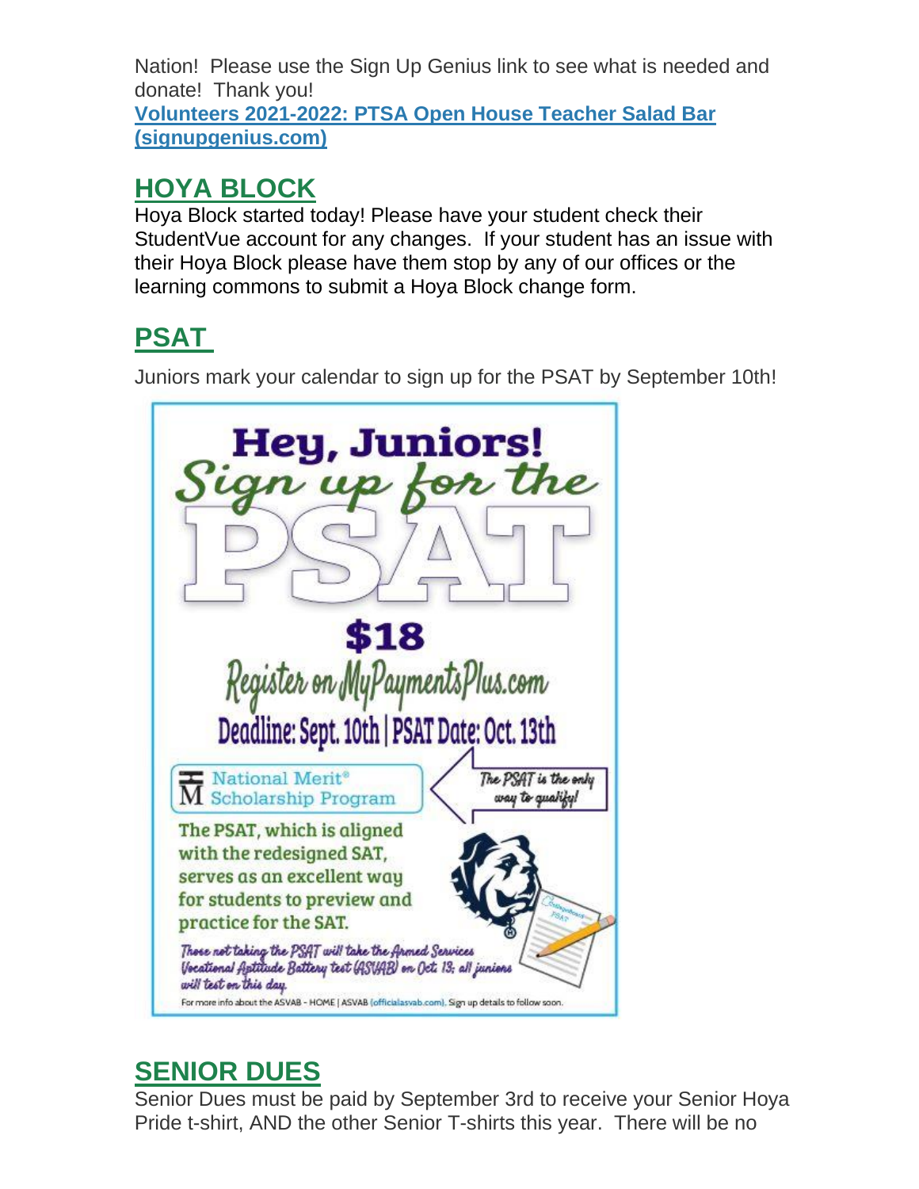Nation! Please use the Sign Up Genius link to see what is needed and donate! Thank you!
**[Volunteers 2021-2022: PTSA Open House Teacher Salad Bar (signupgenius.com)]**

## HOYA BLOCK

Hoya Block started today! Please have your student check their StudentVue account for any changes. If your student has an issue with their Hoya Block please have them stop by any of our offices or the learning commons to submit a Hoya Block change form.

## PSAT

Juniors mark your calendar to sign up for the PSAT by September 10th!

Hey, Juniors! Sign up for the PSAT

$18

Register on MyPaymentsPlus.com

Deadline: Sept. 10th | PSAT Date: Oct. 13th

National Merit® Scholarship Program — The PSAT is the only way to qualify!

The PSAT, which is aligned with the redesigned SAT, serves as an excellent way for students to preview and practice for the SAT.

Those not taking the PSAT will take the Armed Services Vocational Aptitude Battery test (ASVAB) on Oct. 13; all juniors will test on this day.

For more info about the ASVAB - HOME | ASVAB (officialasvab.com). Sign up details to follow soon.

## SENIOR DUES

Senior Dues must be paid by September 3rd to receive your Senior Hoya Pride t-shirt, AND the other Senior T-shirts this year. There will be no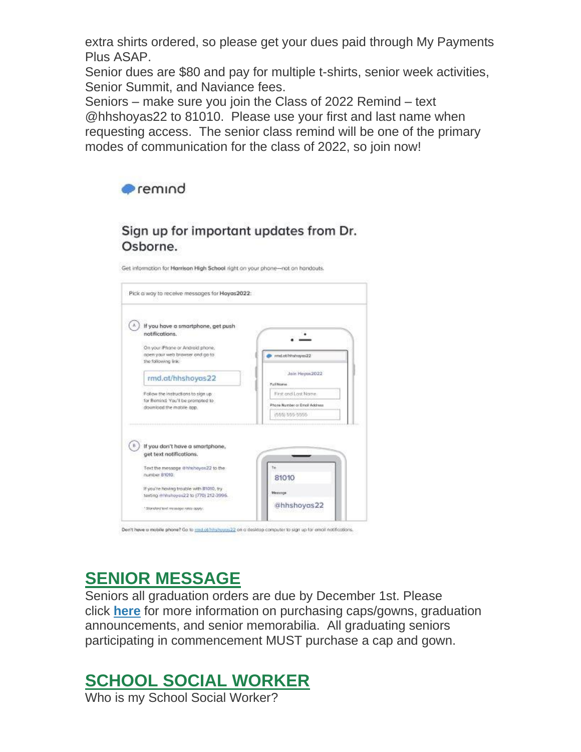extra shirts ordered, so please get your dues paid through My Payments Plus ASAP.

Senior dues are $80 and pay for multiple t-shirts, senior week activities, Senior Summit, and Naviance fees.

Seniors – make sure you join the Class of 2022 Remind – text @hhshoyas22 to 81010. Please use your first and last name when requesting access. The senior class remind will be one of the primary modes of communication for the class of 2022, so join now!

remind

Sign up for important updates from Dr. Osborne.

Get information for **Harrison High School** right on your phone—not on handouts.

Pick a way to receive messages for **Hoyas2022**:

(A) **If you have a smartphone, get push notifications.**

On your iPhone or Android phone, open your web browser and go to the following link:

rmd.at/hhshoyas22

Follow the instructions to sign up for Remind. You'll be prompted to download the mobile app.

(B) **If you don't have a smartphone, get text notifications.**

Text the message @hhshoyas22 to the number 81010.

If you're having trouble with 81010, try texting @hhshoyas22 to (770) 212-3996.

* Standard text message rates apply.

Don't have a mobile phone? Go to rmd.at/hhshoyas22 on a desktop computer to sign up for email notifications.

## SENIOR MESSAGE

Seniors all graduation orders are due by December 1st. Please click **here** for more information on purchasing caps/gowns, graduation announcements, and senior memorabilia. All graduating seniors participating in commencement MUST purchase a cap and gown.

## SCHOOL SOCIAL WORKER

Who is my School Social Worker?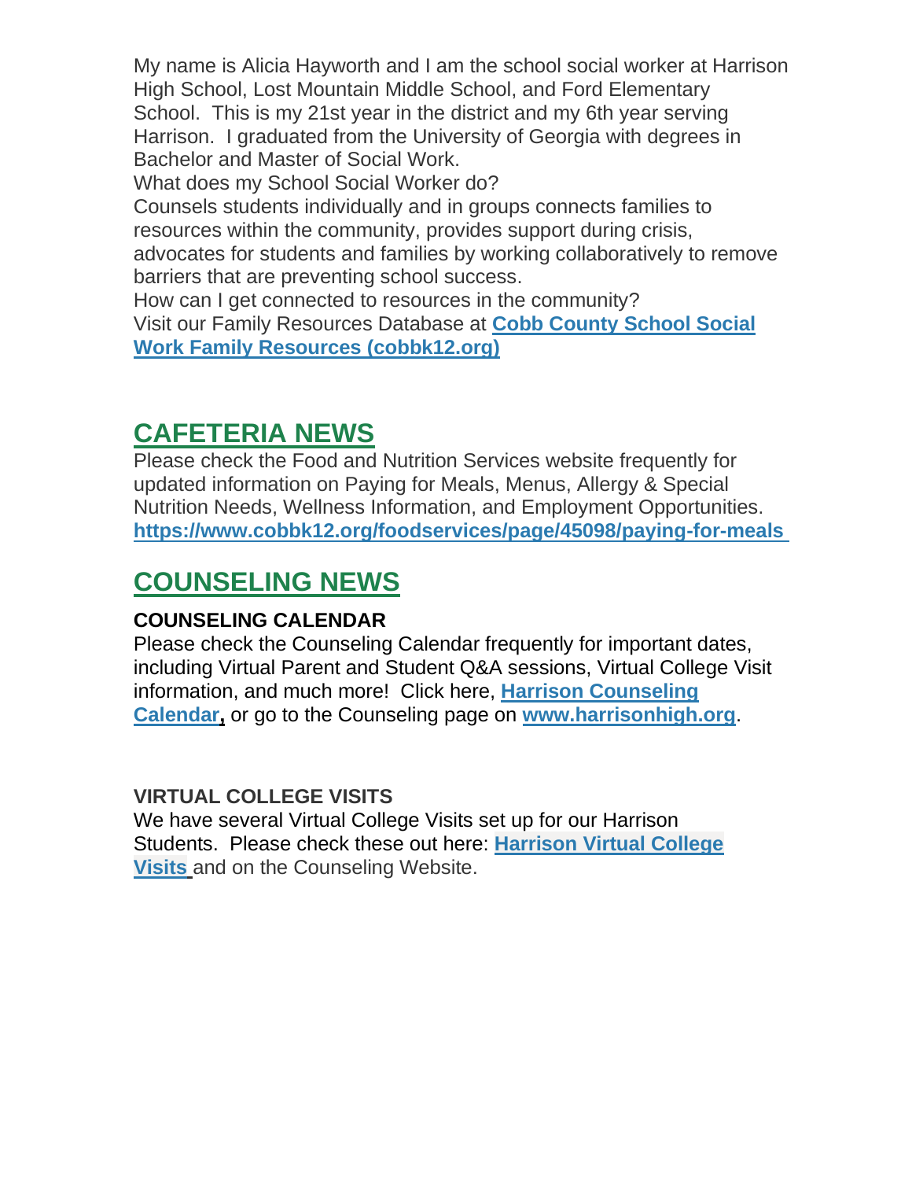My name is Alicia Hayworth and I am the school social worker at Harrison High School, Lost Mountain Middle School, and Ford Elementary School. This is my 21st year in the district and my 6th year serving Harrison. I graduated from the University of Georgia with degrees in Bachelor and Master of Social Work.

What does my School Social Worker do?

Counsels students individually and in groups connects families to resources within the community, provides support during crisis, advocates for students and families by working collaboratively to remove barriers that are preventing school success.

How can I get connected to resources in the community?

Visit our Family Resources Database at **Cobb County School Social Work Family Resources (cobbk12.org)**

## CAFETERIA NEWS

Please check the Food and Nutrition Services website frequently for updated information on Paying for Meals, Menus, Allergy & Special Nutrition Needs, Wellness Information, and Employment Opportunities. **https://www.cobbk12.org/foodservices/page/45098/paying-for-meals**

## COUNSELING NEWS

**COUNSELING CALENDAR**

Please check the Counseling Calendar frequently for important dates, including Virtual Parent and Student Q&A sessions, Virtual College Visit information, and much more! Click here, **Harrison Counseling Calendar**, or go to the Counseling page on **www.harrisonhigh.org**.

**VIRTUAL COLLEGE VISITS**

We have several Virtual College Visits set up for our Harrison Students. Please check these out here: **Harrison Virtual College Visits** and on the Counseling Website.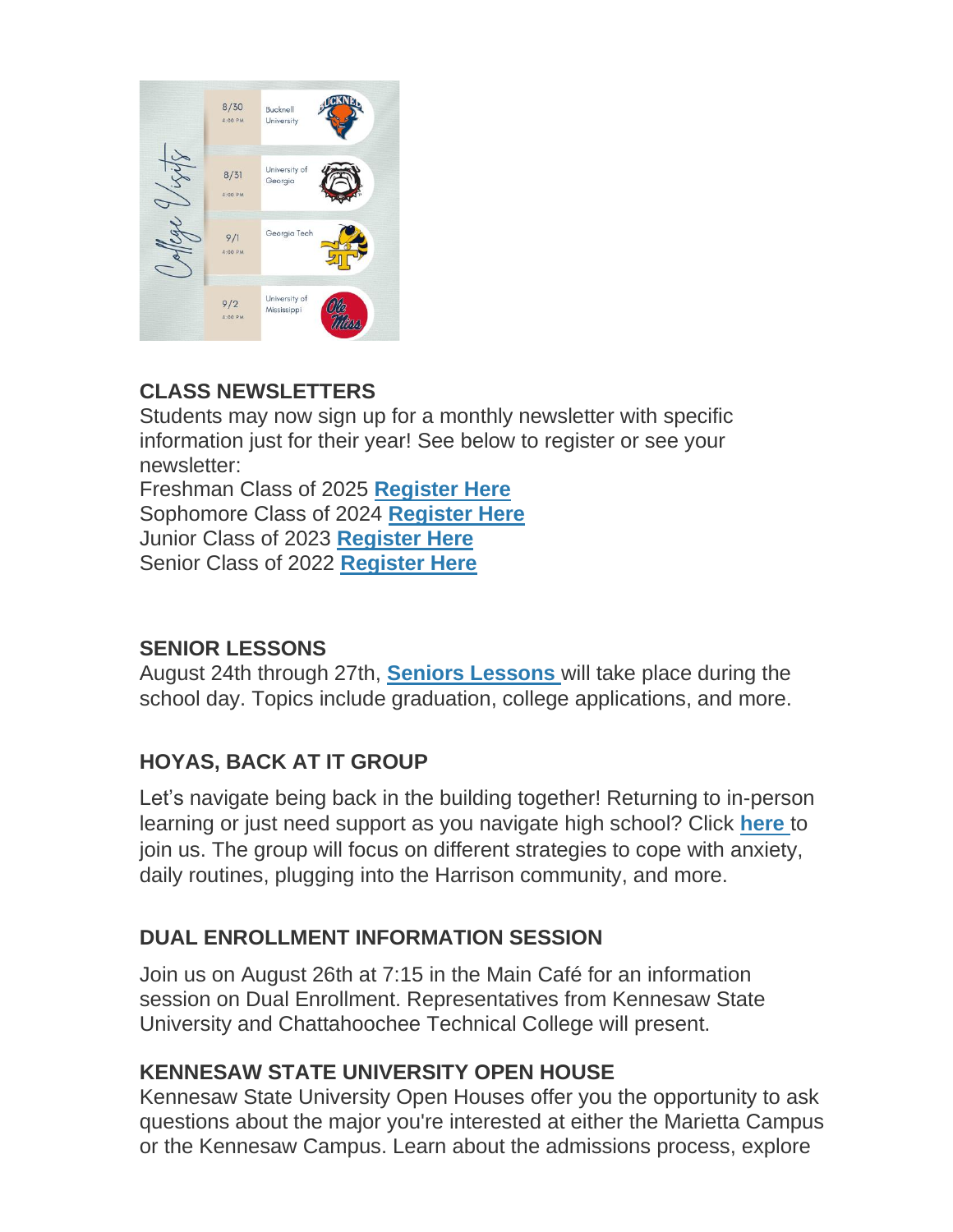College Visits

| Date | Time | College |
| --- | --- | --- |
| 8/30 | 4:00 PM | Bucknell University |
| 8/31 | 4:00 PM | University of Georgia |
| 9/1 | 4:00 PM | Georgia Tech |
| 9/2 | 4:00 PM | University of Mississippi |

**CLASS NEWSLETTERS**

Students may now sign up for a monthly newsletter with specific information just for their year! See below to register or see your newsletter:

Freshman Class of 2025 **Register Here**
Sophomore Class of 2024 **Register Here**
Junior Class of 2023 **Register Here**
Senior Class of 2022 **Register Here**

**SENIOR LESSONS**

August 24th through 27th, **Seniors Lessons** will take place during the school day. Topics include graduation, college applications, and more.

**HOYAS, BACK AT IT GROUP**

Let's navigate being back in the building together! Returning to in-person learning or just need support as you navigate high school? Click **here** to join us. The group will focus on different strategies to cope with anxiety, daily routines, plugging into the Harrison community, and more.

**DUAL ENROLLMENT INFORMATION SESSION**

Join us on August 26th at 7:15 in the Main Café for an information session on Dual Enrollment. Representatives from Kennesaw State University and Chattahoochee Technical College will present.

**KENNESAW STATE UNIVERSITY OPEN HOUSE**

Kennesaw State University Open Houses offer you the opportunity to ask questions about the major you're interested at either the Marietta Campus or the Kennesaw Campus. Learn about the admissions process, explore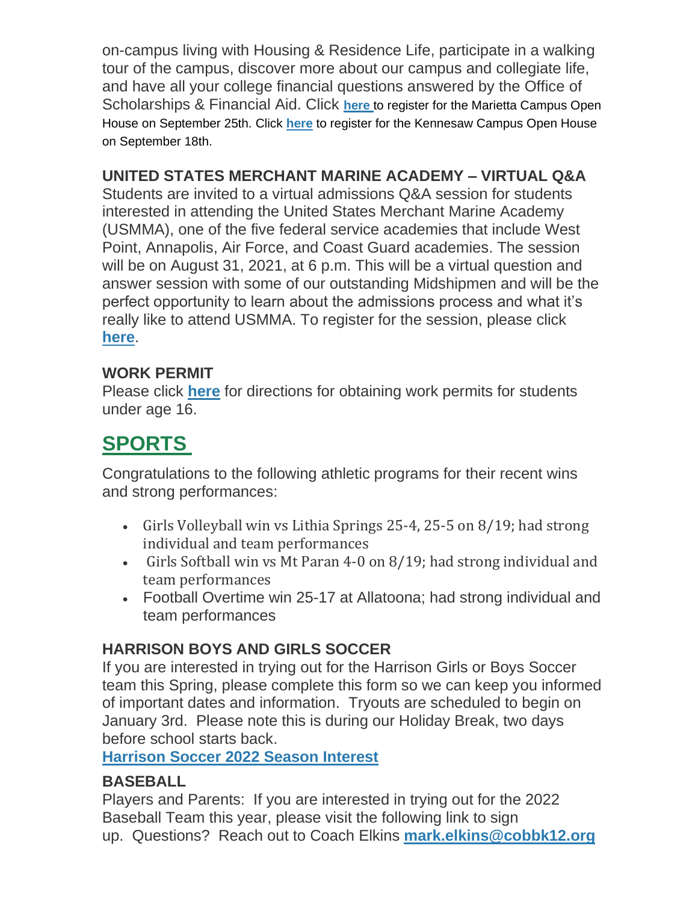on-campus living with Housing & Residence Life, participate in a walking tour of the campus, discover more about our campus and collegiate life, and have all your college financial questions answered by the Office of Scholarships & Financial Aid. Click **here** to register for the Marietta Campus Open House on September 25th. Click **here** to register for the Kennesaw Campus Open House on September 18th.

**UNITED STATES MERCHANT MARINE ACADEMY – VIRTUAL Q&A**
Students are invited to a virtual admissions Q&A session for students interested in attending the United States Merchant Marine Academy (USMMA), one of the five federal service academies that include West Point, Annapolis, Air Force, and Coast Guard academies. The session will be on August 31, 2021, at 6 p.m. This will be a virtual question and answer session with some of our outstanding Midshipmen and will be the perfect opportunity to learn about the admissions process and what it's really like to attend USMMA. To register for the session, please click **here**.

**WORK PERMIT**
Please click **here** for directions for obtaining work permits for students under age 16.

## SPORTS

Congratulations to the following athletic programs for their recent wins and strong performances:

- Girls Volleyball win vs Lithia Springs 25-4, 25-5 on 8/19; had strong individual and team performances
- Girls Softball win vs Mt Paran 4-0 on 8/19; had strong individual and team performances
- Football Overtime win 25-17 at Allatoona; had strong individual and team performances

**HARRISON BOYS AND GIRLS SOCCER**
If you are interested in trying out for the Harrison Girls or Boys Soccer team this Spring, please complete this form so we can keep you informed of important dates and information. Tryouts are scheduled to begin on January 3rd. Please note this is during our Holiday Break, two days before school starts back.
**Harrison Soccer 2022 Season Interest**

**BASEBALL**
Players and Parents: If you are interested in trying out for the 2022 Baseball Team this year, please visit the following link to sign up. Questions? Reach out to Coach Elkins **mark.elkins@cobbk12.org**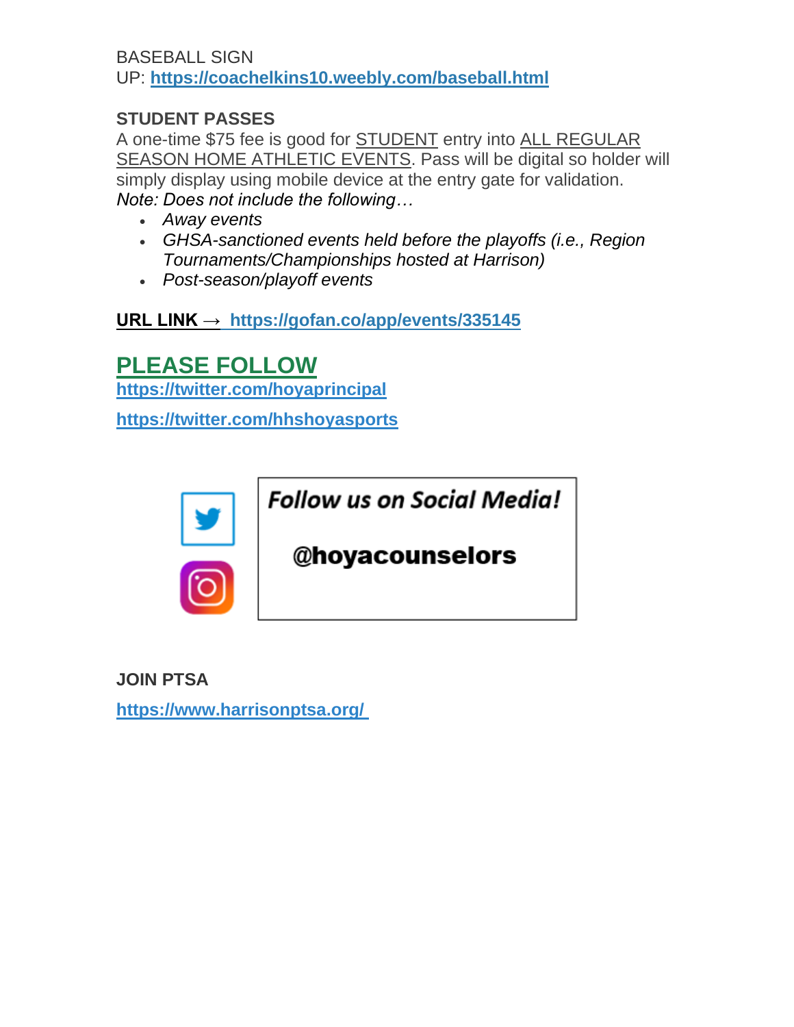BASEBALL SIGN UP: **https://coachelkins10.weebly.com/baseball.html**

**STUDENT PASSES**

A one-time $75 fee is good for STUDENT entry into ALL REGULAR SEASON HOME ATHLETIC EVENTS. Pass will be digital so holder will simply display using mobile device at the entry gate for validation.

*Note: Does not include the following…*

- *Away events*
- *GHSA-sanctioned events held before the playoffs (i.e., Region Tournaments/Championships hosted at Harrison)*
- *Post-season/playoff events*

**URL LINK → https://gofan.co/app/events/335145**

## PLEASE FOLLOW

**https://twitter.com/hoyaprincipal**

**https://twitter.com/hhshoyasports**

***Follow us on Social Media!***

**@hoyacounselors**

**JOIN PTSA**

**https://www.harrisonptsa.org/**